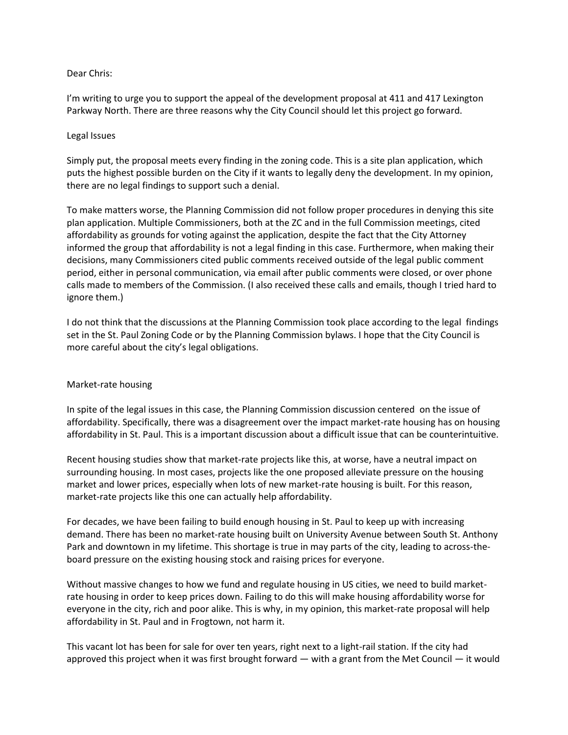Dear Chris:

I'm writing to urge you to support the appeal of the development proposal at 411 and 417 Lexington Parkway North. There are three reasons why the City Council should let this project go forward.

## Legal Issues

Simply put, the proposal meets every finding in the zoning code. This is a site plan application, which puts the highest possible burden on the City if it wants to legally deny the development. In my opinion, there are no legal findings to support such a denial.

To make matters worse, the Planning Commission did not follow proper procedures in denying this site plan application. Multiple Commissioners, both at the ZC and in the full Commission meetings, cited affordability as grounds for voting against the application, despite the fact that the City Attorney informed the group that affordability is not a legal finding in this case. Furthermore, when making their decisions, many Commissioners cited public comments received outside of the legal public comment period, either in personal communication, via email after public comments were closed, or over phone calls made to members of the Commission. (I also received these calls and emails, though I tried hard to ignore them.)

I do not think that the discussions at the Planning Commission took place according to the legal findings set in the St. Paul Zoning Code or by the Planning Commission bylaws. I hope that the City Council is more careful about the city's legal obligations.

## Market-rate housing

In spite of the legal issues in this case, the Planning Commission discussion centered on the issue of affordability. Specifically, there was a disagreement over the impact market-rate housing has on housing affordability in St. Paul. This is a important discussion about a difficult issue that can be counterintuitive.

Recent housing studies show that market-rate projects like this, at worse, have a neutral impact on surrounding housing. In most cases, projects like the one proposed alleviate pressure on the housing market and lower prices, especially when lots of new market-rate housing is built. For this reason, market-rate projects like this one can actually help affordability.

For decades, we have been failing to build enough housing in St. Paul to keep up with increasing demand. There has been no market-rate housing built on University Avenue between South St. Anthony Park and downtown in my lifetime. This shortage is true in may parts of the city, leading to across-the-board pressure on the existing housing stock and raising prices for everyone.

Without massive changes to how we fund and regulate housing in US cities, we need to build market-rate housing in order to keep prices down. Failing to do this will make housing affordability worse for everyone in the city, rich and poor alike. This is why, in my opinion, this market-rate proposal will help affordability in St. Paul and in Frogtown, not harm it.

This vacant lot has been for sale for over ten years, right next to a light-rail station. If the city had approved this project when it was first brought forward — with a grant from the Met Council — it would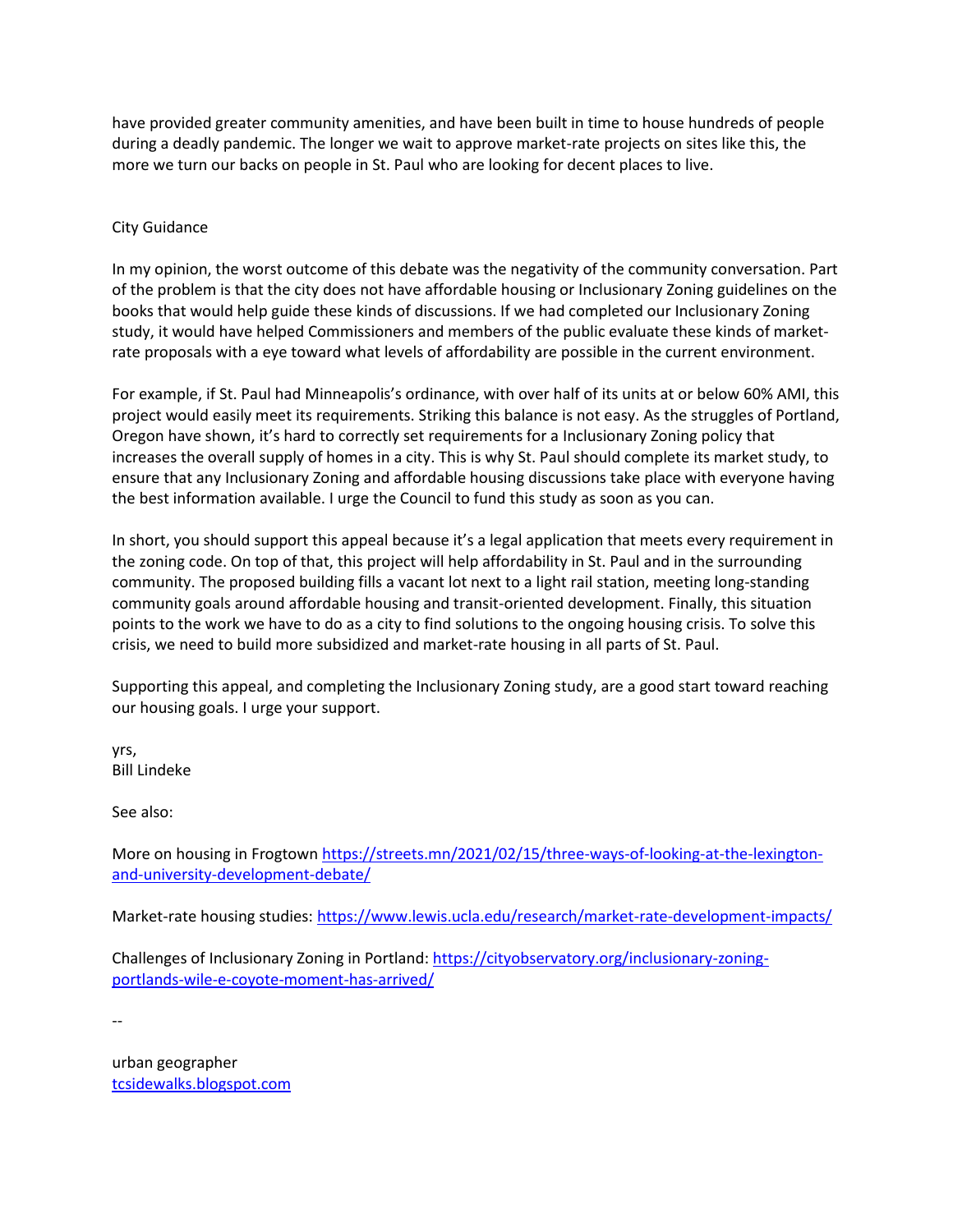have provided greater community amenities, and have been built in time to house hundreds of people during a deadly pandemic. The longer we wait to approve market-rate projects on sites like this, the more we turn our backs on people in St. Paul who are looking for decent places to live.

City Guidance

In my opinion, the worst outcome of this debate was the negativity of the community conversation. Part of the problem is that the city does not have affordable housing or Inclusionary Zoning guidelines on the books that would help guide these kinds of discussions. If we had completed our Inclusionary Zoning study, it would have helped Commissioners and members of the public evaluate these kinds of market-rate proposals with a eye toward what levels of affordability are possible in the current environment.

For example, if St. Paul had Minneapolis's ordinance, with over half of its units at or below 60% AMI, this project would easily meet its requirements. Striking this balance is not easy. As the struggles of Portland, Oregon have shown, it's hard to correctly set requirements for a Inclusionary Zoning policy that increases the overall supply of homes in a city. This is why St. Paul should complete its market study, to ensure that any Inclusionary Zoning and affordable housing discussions take place with everyone having the best information available. I urge the Council to fund this study as soon as you can.

In short, you should support this appeal because it's a legal application that meets every requirement in the zoning code. On top of that, this project will help affordability in St. Paul and in the surrounding community. The proposed building fills a vacant lot next to a light rail station, meeting long-standing community goals around affordable housing and transit-oriented development. Finally, this situation points to the work we have to do as a city to find solutions to the ongoing housing crisis. To solve this crisis, we need to build more subsidized and market-rate housing in all parts of St. Paul.

Supporting this appeal, and completing the Inclusionary Zoning study, are a good start toward reaching our housing goals. I urge your support.

yrs,
Bill Lindeke

See also:

More on housing in Frogtown https://streets.mn/2021/02/15/three-ways-of-looking-at-the-lexington-and-university-development-debate/

Market-rate housing studies: https://www.lewis.ucla.edu/research/market-rate-development-impacts/

Challenges of Inclusionary Zoning in Portland: https://cityobservatory.org/inclusionary-zoning-portlands-wile-e-coyote-moment-has-arrived/

--

urban geographer
tcsidewalks.blogspot.com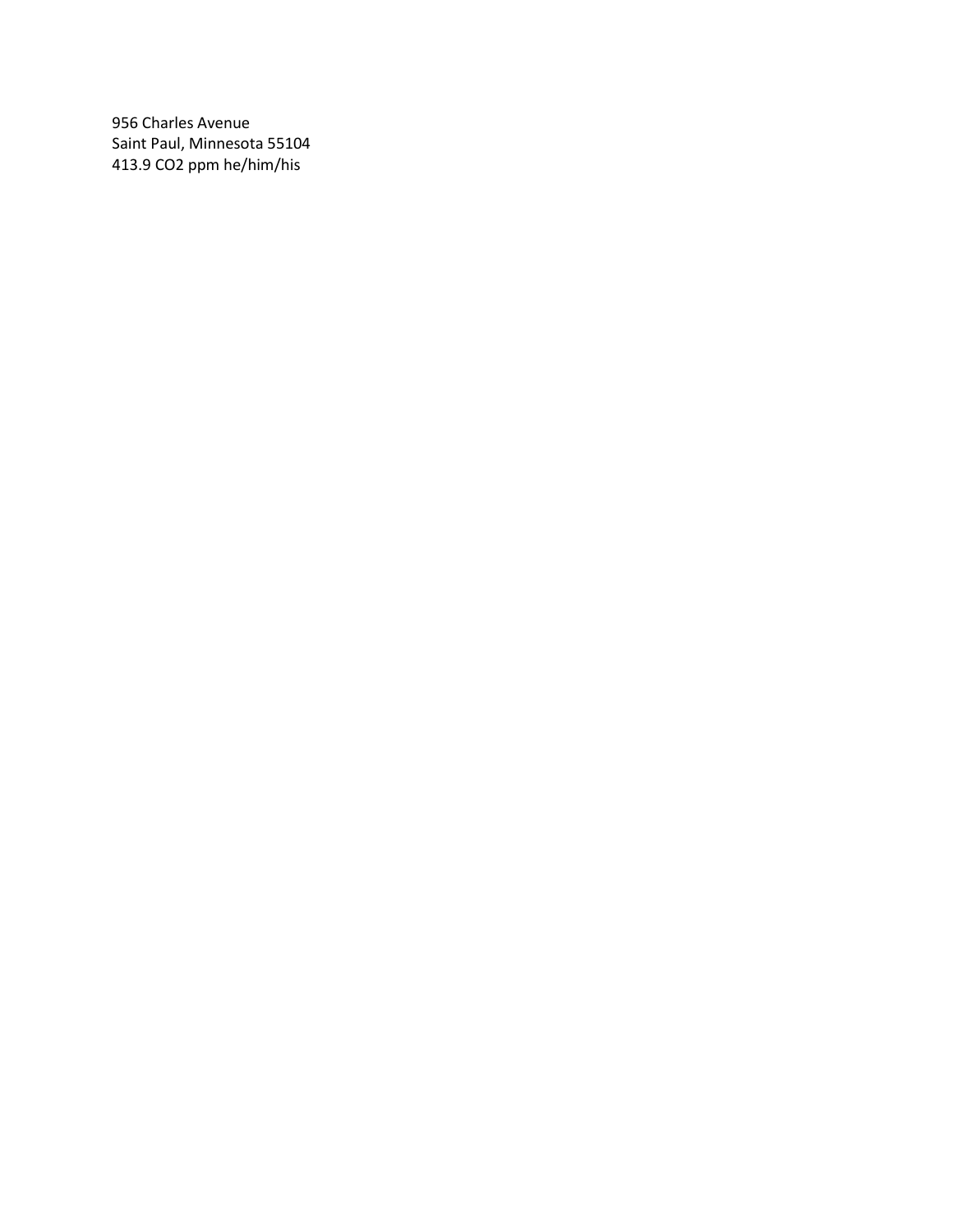956 Charles Avenue
Saint Paul, Minnesota 55104
413.9 $CO_2$ ppm he/him/his